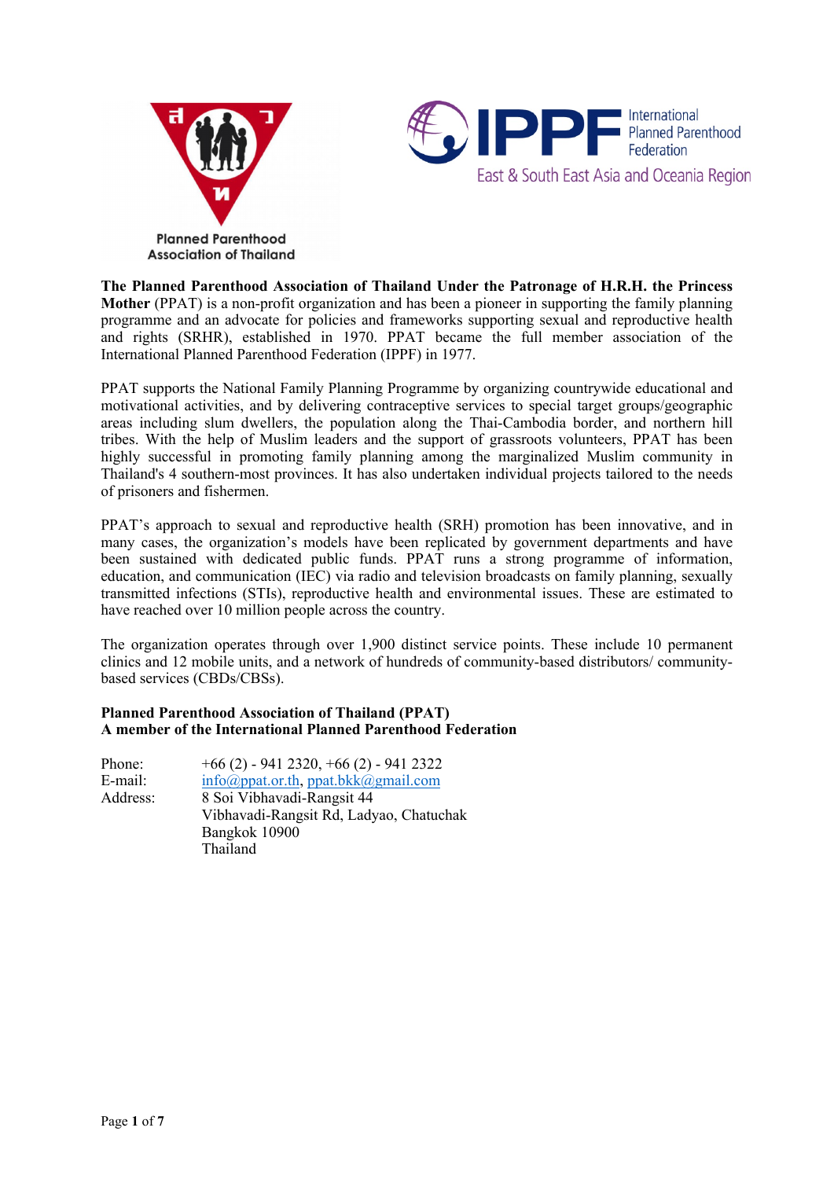Planned Parenthood Association of Thailand

IPPF International Planned Parenthood Federation

East & South East Asia and Oceania Region

**The Planned Parenthood Association of Thailand Under the Patronage of H.R.H. the Princess Mother** (PPAT) is a non-profit organization and has been a pioneer in supporting the family planning programme and an advocate for policies and frameworks supporting sexual and reproductive health and rights (SRHR), established in 1970. PPAT became the full member association of the International Planned Parenthood Federation (IPPF) in 1977.

PPAT supports the National Family Planning Programme by organizing countrywide educational and motivational activities, and by delivering contraceptive services to special target groups/geographic areas including slum dwellers, the population along the Thai-Cambodia border, and northern hill tribes. With the help of Muslim leaders and the support of grassroots volunteers, PPAT has been highly successful in promoting family planning among the marginalized Muslim community in Thailand's 4 southern-most provinces. It has also undertaken individual projects tailored to the needs of prisoners and fishermen.

PPAT's approach to sexual and reproductive health (SRH) promotion has been innovative, and in many cases, the organization's models have been replicated by government departments and have been sustained with dedicated public funds. PPAT runs a strong programme of information, education, and communication (IEC) via radio and television broadcasts on family planning, sexually transmitted infections (STIs), reproductive health and environmental issues. These are estimated to have reached over 10 million people across the country.

The organization operates through over 1,900 distinct service points. These include 10 permanent clinics and 12 mobile units, and a network of hundreds of community-based distributors/ community-based services (CBDs/CBSs).

**Planned Parenthood Association of Thailand (PPAT)**
**A member of the International Planned Parenthood Federation**

Phone: +66 (2) - 941 2320, +66 (2) - 941 2322
E-mail: info@ppat.or.th, ppat.bkk@gmail.com
Address: 8 Soi Vibhavadi-Rangsit 44
Vibhavadi-Rangsit Rd, Ladyao, Chatuchak
Bangkok 10900
Thailand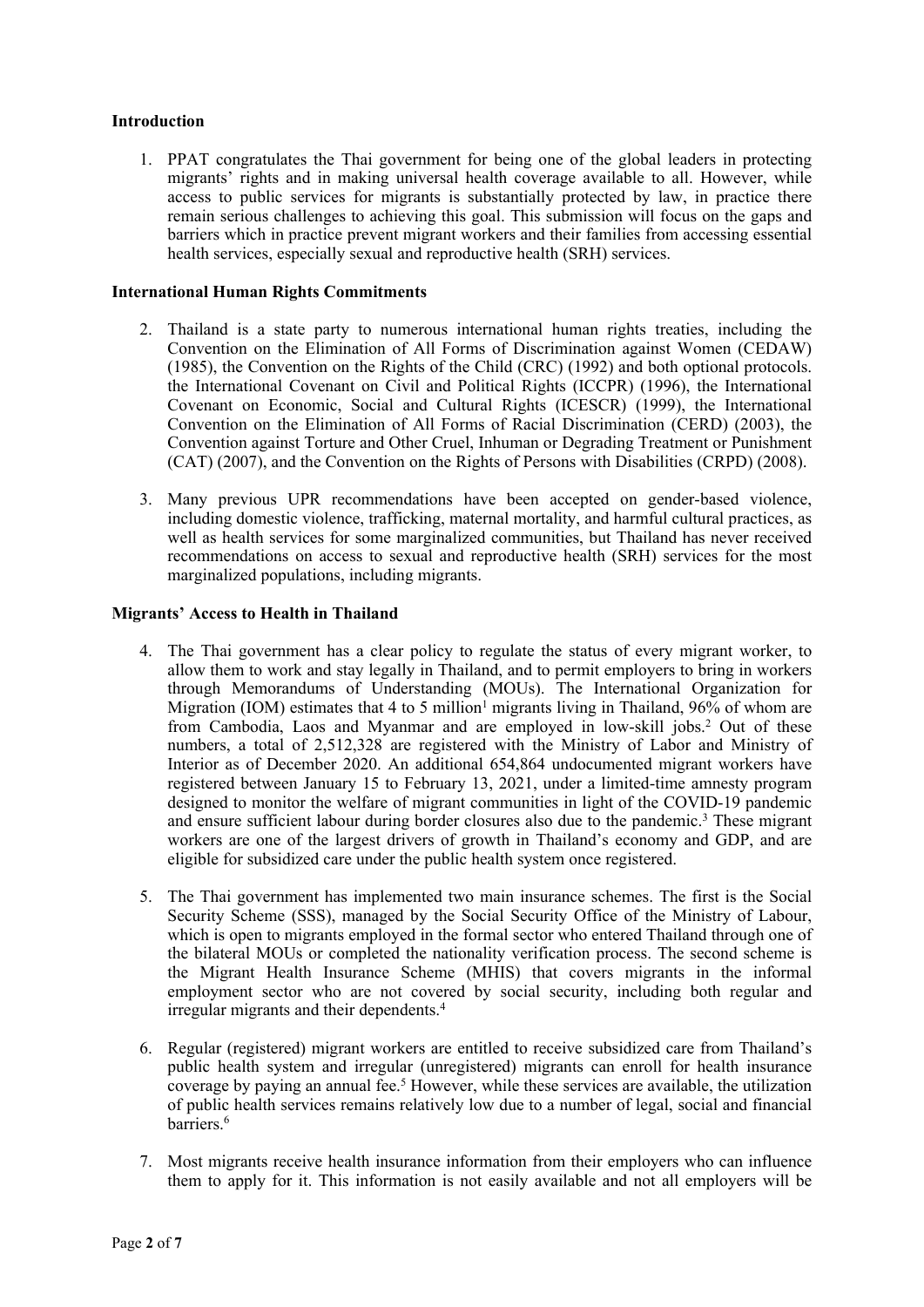### Introduction

1. PPAT congratulates the Thai government for being one of the global leaders in protecting migrants' rights and in making universal health coverage available to all. However, while access to public services for migrants is substantially protected by law, in practice there remain serious challenges to achieving this goal. This submission will focus on the gaps and barriers which in practice prevent migrant workers and their families from accessing essential health services, especially sexual and reproductive health (SRH) services.

### International Human Rights Commitments

2. Thailand is a state party to numerous international human rights treaties, including the Convention on the Elimination of All Forms of Discrimination against Women (CEDAW) (1985), the Convention on the Rights of the Child (CRC) (1992) and both optional protocols. the International Covenant on Civil and Political Rights (ICCPR) (1996), the International Covenant on Economic, Social and Cultural Rights (ICESCR) (1999), the International Convention on the Elimination of All Forms of Racial Discrimination (CERD) (2003), the Convention against Torture and Other Cruel, Inhuman or Degrading Treatment or Punishment (CAT) (2007), and the Convention on the Rights of Persons with Disabilities (CRPD) (2008).

3. Many previous UPR recommendations have been accepted on gender-based violence, including domestic violence, trafficking, maternal mortality, and harmful cultural practices, as well as health services for some marginalized communities, but Thailand has never received recommendations on access to sexual and reproductive health (SRH) services for the most marginalized populations, including migrants.

### Migrants' Access to Health in Thailand

4. The Thai government has a clear policy to regulate the status of every migrant worker, to allow them to work and stay legally in Thailand, and to permit employers to bring in workers through Memorandums of Understanding (MOUs). The International Organization for Migration (IOM) estimates that 4 to 5 million[1] migrants living in Thailand, 96% of whom are from Cambodia, Laos and Myanmar and are employed in low-skill jobs.[2] Out of these numbers, a total of 2,512,328 are registered with the Ministry of Labor and Ministry of Interior as of December 2020. An additional 654,864 undocumented migrant workers have registered between January 15 to February 13, 2021, under a limited-time amnesty program designed to monitor the welfare of migrant communities in light of the COVID-19 pandemic and ensure sufficient labour during border closures also due to the pandemic.[3] These migrant workers are one of the largest drivers of growth in Thailand's economy and GDP, and are eligible for subsidized care under the public health system once registered.

5. The Thai government has implemented two main insurance schemes. The first is the Social Security Scheme (SSS), managed by the Social Security Office of the Ministry of Labour, which is open to migrants employed in the formal sector who entered Thailand through one of the bilateral MOUs or completed the nationality verification process. The second scheme is the Migrant Health Insurance Scheme (MHIS) that covers migrants in the informal employment sector who are not covered by social security, including both regular and irregular migrants and their dependents.[4]

6. Regular (registered) migrant workers are entitled to receive subsidized care from Thailand's public health system and irregular (unregistered) migrants can enroll for health insurance coverage by paying an annual fee.[5] However, while these services are available, the utilization of public health services remains relatively low due to a number of legal, social and financial barriers.[6]

7. Most migrants receive health insurance information from their employers who can influence them to apply for it. This information is not easily available and not all employers will be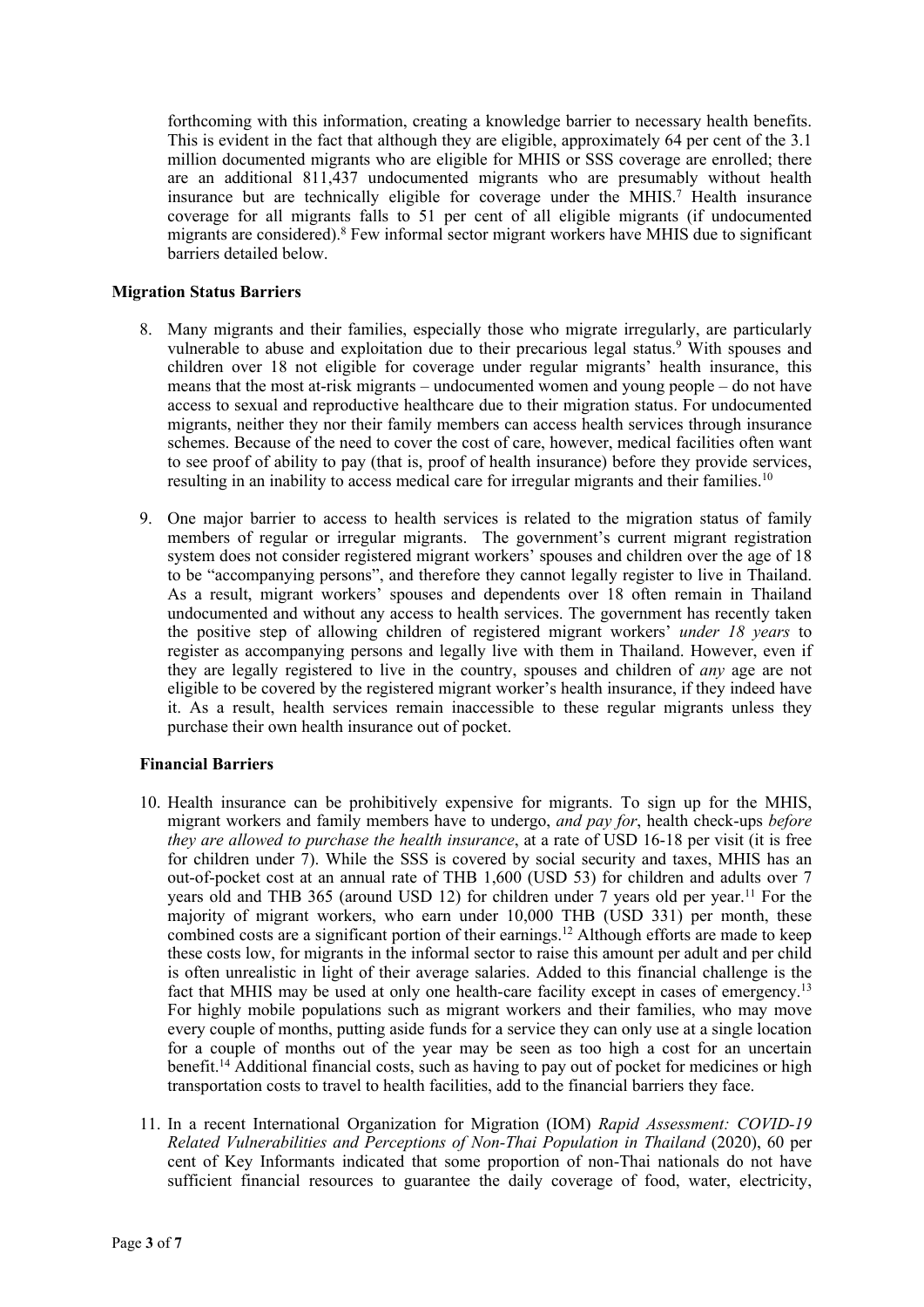forthcoming with this information, creating a knowledge barrier to necessary health benefits. This is evident in the fact that although they are eligible, approximately 64 per cent of the 3.1 million documented migrants who are eligible for MHIS or SSS coverage are enrolled; there are an additional 811,437 undocumented migrants who are presumably without health insurance but are technically eligible for coverage under the MHIS.[7] Health insurance coverage for all migrants falls to 51 per cent of all eligible migrants (if undocumented migrants are considered).[8] Few informal sector migrant workers have MHIS due to significant barriers detailed below.

**Migration Status Barriers**

8. Many migrants and their families, especially those who migrate irregularly, are particularly vulnerable to abuse and exploitation due to their precarious legal status.[9] With spouses and children over 18 not eligible for coverage under regular migrants' health insurance, this means that the most at-risk migrants – undocumented women and young people – do not have access to sexual and reproductive healthcare due to their migration status. For undocumented migrants, neither they nor their family members can access health services through insurance schemes. Because of the need to cover the cost of care, however, medical facilities often want to see proof of ability to pay (that is, proof of health insurance) before they provide services, resulting in an inability to access medical care for irregular migrants and their families.[10]

9. One major barrier to access to health services is related to the migration status of family members of regular or irregular migrants. The government's current migrant registration system does not consider registered migrant workers' spouses and children over the age of 18 to be "accompanying persons", and therefore they cannot legally register to live in Thailand. As a result, migrant workers' spouses and dependents over 18 often remain in Thailand undocumented and without any access to health services. The government has recently taken the positive step of allowing children of registered migrant workers' *under 18 years* to register as accompanying persons and legally live with them in Thailand. However, even if they are legally registered to live in the country, spouses and children of *any* age are not eligible to be covered by the registered migrant worker's health insurance, if they indeed have it. As a result, health services remain inaccessible to these regular migrants unless they purchase their own health insurance out of pocket.

**Financial Barriers**

10. Health insurance can be prohibitively expensive for migrants. To sign up for the MHIS, migrant workers and family members have to undergo, *and pay for*, health check-ups *before they are allowed to purchase the health insurance*, at a rate of USD 16-18 per visit (it is free for children under 7). While the SSS is covered by social security and taxes, MHIS has an out-of-pocket cost at an annual rate of THB 1,600 (USD 53) for children and adults over 7 years old and THB 365 (around USD 12) for children under 7 years old per year.[11] For the majority of migrant workers, who earn under 10,000 THB (USD 331) per month, these combined costs are a significant portion of their earnings.[12] Although efforts are made to keep these costs low, for migrants in the informal sector to raise this amount per adult and per child is often unrealistic in light of their average salaries. Added to this financial challenge is the fact that MHIS may be used at only one health-care facility except in cases of emergency.[13] For highly mobile populations such as migrant workers and their families, who may move every couple of months, putting aside funds for a service they can only use at a single location for a couple of months out of the year may be seen as too high a cost for an uncertain benefit.[14] Additional financial costs, such as having to pay out of pocket for medicines or high transportation costs to travel to health facilities, add to the financial barriers they face.

11. In a recent International Organization for Migration (IOM) *Rapid Assessment: COVID-19 Related Vulnerabilities and Perceptions of Non-Thai Population in Thailand* (2020), 60 per cent of Key Informants indicated that some proportion of non-Thai nationals do not have sufficient financial resources to guarantee the daily coverage of food, water, electricity,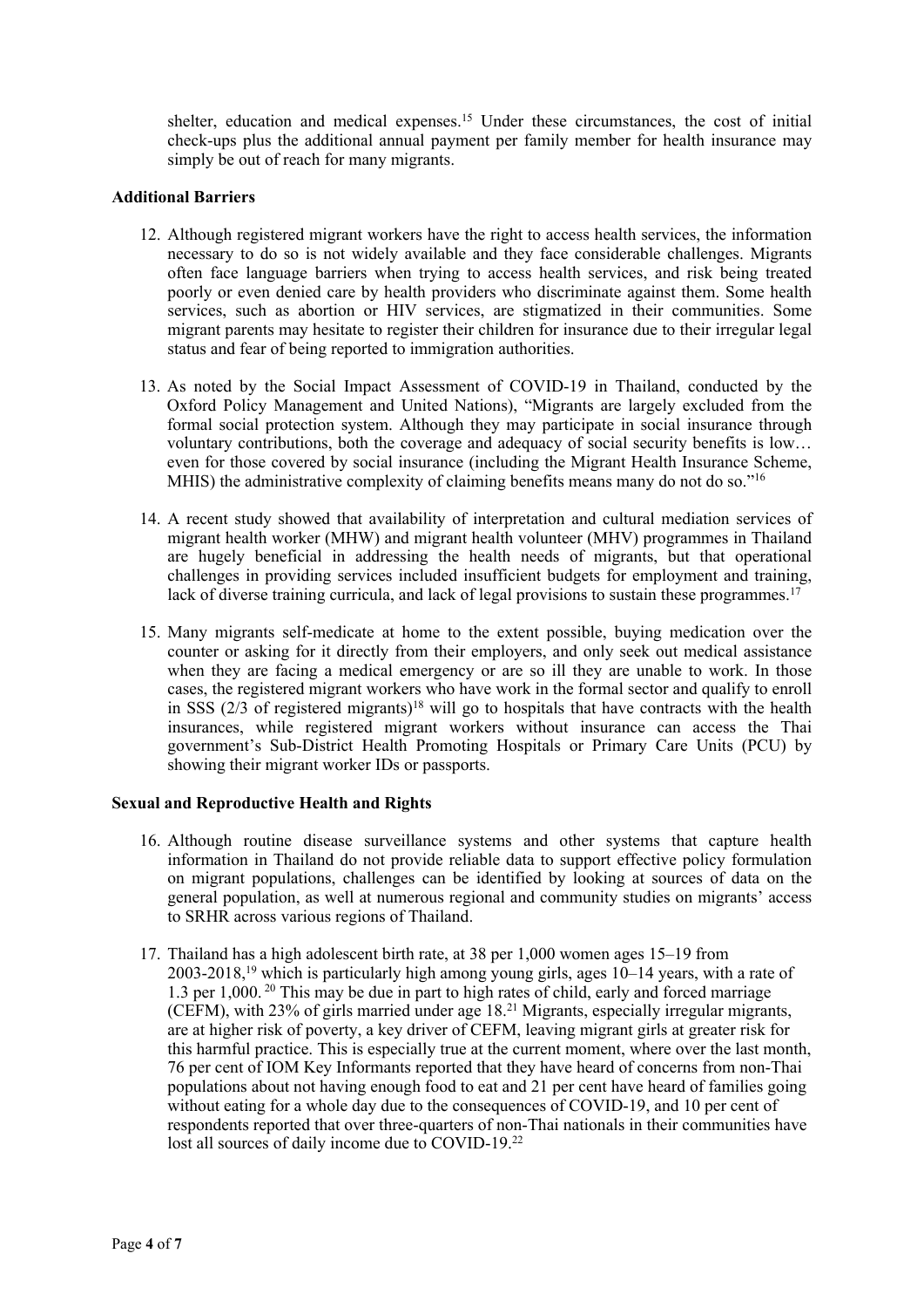shelter, education and medical expenses.[15] Under these circumstances, the cost of initial check-ups plus the additional annual payment per family member for health insurance may simply be out of reach for many migrants.

**Additional Barriers**

12. Although registered migrant workers have the right to access health services, the information necessary to do so is not widely available and they face considerable challenges. Migrants often face language barriers when trying to access health services, and risk being treated poorly or even denied care by health providers who discriminate against them. Some health services, such as abortion or HIV services, are stigmatized in their communities. Some migrant parents may hesitate to register their children for insurance due to their irregular legal status and fear of being reported to immigration authorities.

13. As noted by the Social Impact Assessment of COVID-19 in Thailand, conducted by the Oxford Policy Management and United Nations), "Migrants are largely excluded from the formal social protection system. Although they may participate in social insurance through voluntary contributions, both the coverage and adequacy of social security benefits is low… even for those covered by social insurance (including the Migrant Health Insurance Scheme, MHIS) the administrative complexity of claiming benefits means many do not do so."[16]

14. A recent study showed that availability of interpretation and cultural mediation services of migrant health worker (MHW) and migrant health volunteer (MHV) programmes in Thailand are hugely beneficial in addressing the health needs of migrants, but that operational challenges in providing services included insufficient budgets for employment and training, lack of diverse training curricula, and lack of legal provisions to sustain these programmes.[17]

15. Many migrants self-medicate at home to the extent possible, buying medication over the counter or asking for it directly from their employers, and only seek out medical assistance when they are facing a medical emergency or are so ill they are unable to work. In those cases, the registered migrant workers who have work in the formal sector and qualify to enroll in SSS (2/3 of registered migrants)[18] will go to hospitals that have contracts with the health insurances, while registered migrant workers without insurance can access the Thai government's Sub-District Health Promoting Hospitals or Primary Care Units (PCU) by showing their migrant worker IDs or passports.

**Sexual and Reproductive Health and Rights**

16. Although routine disease surveillance systems and other systems that capture health information in Thailand do not provide reliable data to support effective policy formulation on migrant populations, challenges can be identified by looking at sources of data on the general population, as well at numerous regional and community studies on migrants' access to SRHR across various regions of Thailand.

17. Thailand has a high adolescent birth rate, at 38 per 1,000 women ages 15–19 from 2003-2018,[19] which is particularly high among young girls, ages 10–14 years, with a rate of 1.3 per 1,000.[20] This may be due in part to high rates of child, early and forced marriage (CEFM), with 23% of girls married under age 18.[21] Migrants, especially irregular migrants, are at higher risk of poverty, a key driver of CEFM, leaving migrant girls at greater risk for this harmful practice. This is especially true at the current moment, where over the last month, 76 per cent of IOM Key Informants reported that they have heard of concerns from non-Thai populations about not having enough food to eat and 21 per cent have heard of families going without eating for a whole day due to the consequences of COVID-19, and 10 per cent of respondents reported that over three-quarters of non-Thai nationals in their communities have lost all sources of daily income due to COVID-19.[22]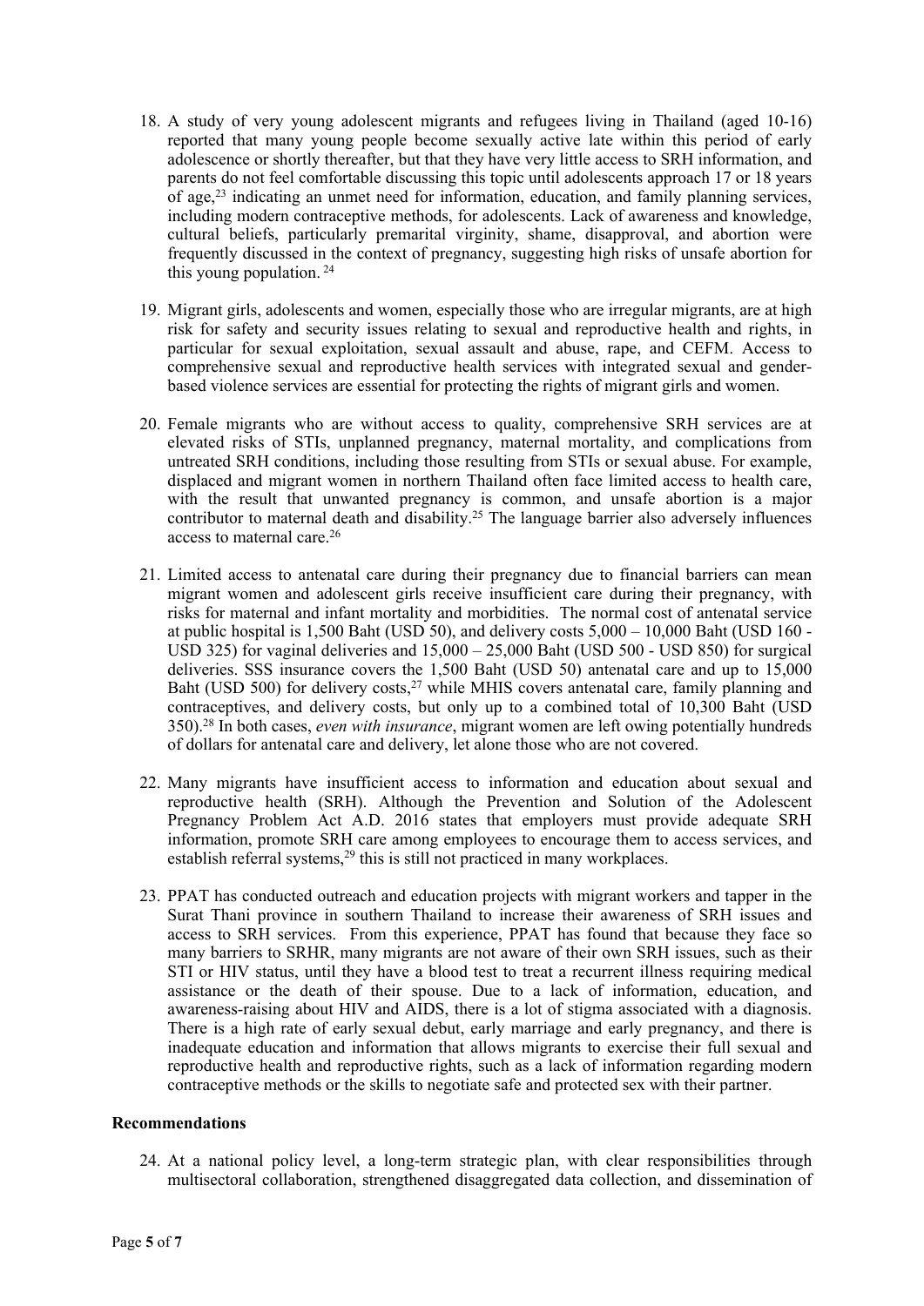18. A study of very young adolescent migrants and refugees living in Thailand (aged 10-16) reported that many young people become sexually active late within this period of early adolescence or shortly thereafter, but that they have very little access to SRH information, and parents do not feel comfortable discussing this topic until adolescents approach 17 or 18 years of age,[23] indicating an unmet need for information, education, and family planning services, including modern contraceptive methods, for adolescents. Lack of awareness and knowledge, cultural beliefs, particularly premarital virginity, shame, disapproval, and abortion were frequently discussed in the context of pregnancy, suggesting high risks of unsafe abortion for this young population. [24]

19. Migrant girls, adolescents and women, especially those who are irregular migrants, are at high risk for safety and security issues relating to sexual and reproductive health and rights, in particular for sexual exploitation, sexual assault and abuse, rape, and CEFM. Access to comprehensive sexual and reproductive health services with integrated sexual and gender-based violence services are essential for protecting the rights of migrant girls and women.

20. Female migrants who are without access to quality, comprehensive SRH services are at elevated risks of STIs, unplanned pregnancy, maternal mortality, and complications from untreated SRH conditions, including those resulting from STIs or sexual abuse. For example, displaced and migrant women in northern Thailand often face limited access to health care, with the result that unwanted pregnancy is common, and unsafe abortion is a major contributor to maternal death and disability.[25] The language barrier also adversely influences access to maternal care.[26]

21. Limited access to antenatal care during their pregnancy due to financial barriers can mean migrant women and adolescent girls receive insufficient care during their pregnancy, with risks for maternal and infant mortality and morbidities. The normal cost of antenatal service at public hospital is 1,500 Baht (USD 50), and delivery costs 5,000 – 10,000 Baht (USD 160 - USD 325) for vaginal deliveries and 15,000 – 25,000 Baht (USD 500 - USD 850) for surgical deliveries. SSS insurance covers the 1,500 Baht (USD 50) antenatal care and up to 15,000 Baht (USD 500) for delivery costs,[27] while MHIS covers antenatal care, family planning and contraceptives, and delivery costs, but only up to a combined total of 10,300 Baht (USD 350).[28] In both cases, *even with insurance*, migrant women are left owing potentially hundreds of dollars for antenatal care and delivery, let alone those who are not covered.

22. Many migrants have insufficient access to information and education about sexual and reproductive health (SRH). Although the Prevention and Solution of the Adolescent Pregnancy Problem Act A.D. 2016 states that employers must provide adequate SRH information, promote SRH care among employees to encourage them to access services, and establish referral systems,[29] this is still not practiced in many workplaces.

23. PPAT has conducted outreach and education projects with migrant workers and tapper in the Surat Thani province in southern Thailand to increase their awareness of SRH issues and access to SRH services. From this experience, PPAT has found that because they face so many barriers to SRHR, many migrants are not aware of their own SRH issues, such as their STI or HIV status, until they have a blood test to treat a recurrent illness requiring medical assistance or the death of their spouse. Due to a lack of information, education, and awareness-raising about HIV and AIDS, there is a lot of stigma associated with a diagnosis. There is a high rate of early sexual debut, early marriage and early pregnancy, and there is inadequate education and information that allows migrants to exercise their full sexual and reproductive health and reproductive rights, such as a lack of information regarding modern contraceptive methods or the skills to negotiate safe and protected sex with their partner.

**Recommendations**

24. At a national policy level, a long-term strategic plan, with clear responsibilities through multisectoral collaboration, strengthened disaggregated data collection, and dissemination of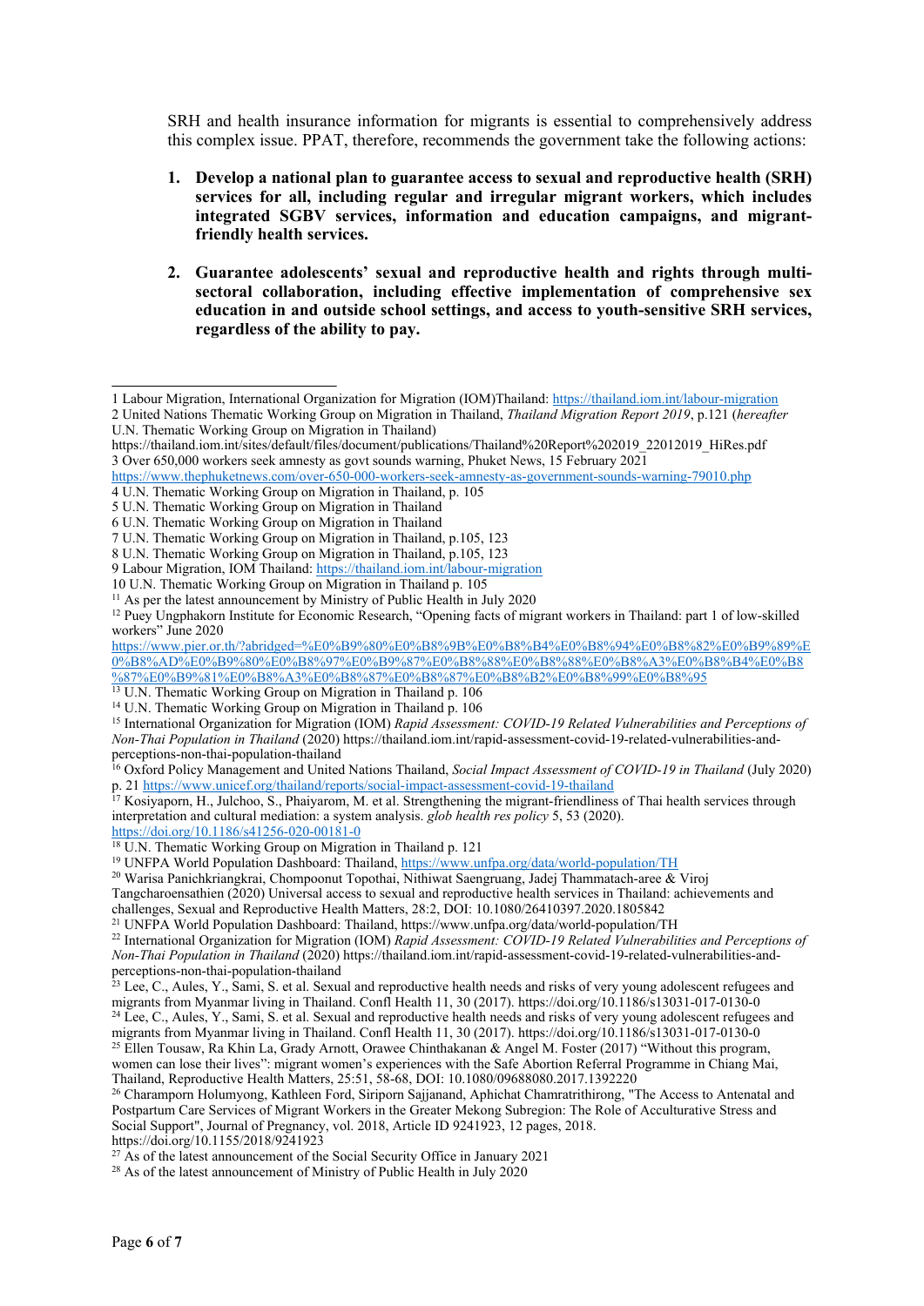SRH and health insurance information for migrants is essential to comprehensively address this complex issue. PPAT, therefore, recommends the government take the following actions:

1. **Develop a national plan to guarantee access to sexual and reproductive health (SRH) services for all, including regular and irregular migrant workers, which includes integrated SGBV services, information and education campaigns, and migrant-friendly health services.**

2. **Guarantee adolescents' sexual and reproductive health and rights through multi-sectoral collaboration, including effective implementation of comprehensive sex education in and outside school settings, and access to youth-sensitive SRH services, regardless of the ability to pay.**

---

1 Labour Migration, International Organization for Migration (IOM)Thailand: https://thailand.iom.int/labour-migration

2 United Nations Thematic Working Group on Migration in Thailand, *Thailand Migration Report 2019*, p.121 (*hereafter* U.N. Thematic Working Group on Migration in Thailand)
https://thailand.iom.int/sites/default/files/document/publications/Thailand%20Report%202019_22012019_HiRes.pdf

3 Over 650,000 workers seek amnesty as govt sounds warning, Phuket News, 15 February 2021
https://www.thephuketnews.com/over-650-000-workers-seek-amnesty-as-government-sounds-warning-79010.php

4 U.N. Thematic Working Group on Migration in Thailand, p. 105

5 U.N. Thematic Working Group on Migration in Thailand

6 U.N. Thematic Working Group on Migration in Thailand

7 U.N. Thematic Working Group on Migration in Thailand, p.105, 123

8 U.N. Thematic Working Group on Migration in Thailand, p.105, 123

9 Labour Migration, IOM Thailand: https://thailand.iom.int/labour-migration

10 U.N. Thematic Working Group on Migration in Thailand p. 105

11 As per the latest announcement by Ministry of Public Health in July 2020

12 Puey Ungphakorn Institute for Economic Research, "Opening facts of migrant workers in Thailand: part 1 of low-skilled workers" June 2020
https://www.pier.or.th/?abridged=%E0%B9%80%E0%B8%9B%E0%B8%B4%E0%B8%94%E0%B8%82%E0%B9%89%E0%B8%AD%E0%B9%80%E0%B8%97%E0%B9%87%E0%B8%88%E0%B8%88%E0%B8%A3%E0%B8%B4%E0%B8%87%E0%B9%81%E0%B8%A3%E0%B8%87%E0%B8%87%E0%B8%B2%E0%B8%99%E0%B8%95

13 U.N. Thematic Working Group on Migration in Thailand p. 106

14 U.N. Thematic Working Group on Migration in Thailand p. 106

15 International Organization for Migration (IOM) *Rapid Assessment: COVID-19 Related Vulnerabilities and Perceptions of Non-Thai Population in Thailand* (2020) https://thailand.iom.int/rapid-assessment-covid-19-related-vulnerabilities-and-perceptions-non-thai-population-thailand

16 Oxford Policy Management and United Nations Thailand, *Social Impact Assessment of COVID-19 in Thailand* (July 2020) p. 21 https://www.unicef.org/thailand/reports/social-impact-assessment-covid-19-thailand

17 Kosiyaporn, H., Julchoo, S., Phaiyarom, M. et al. Strengthening the migrant-friendliness of Thai health services through interpretation and cultural mediation: a system analysis. *glob health res policy* 5, 53 (2020). https://doi.org/10.1186/s41256-020-00181-0

18 U.N. Thematic Working Group on Migration in Thailand p. 121

19 UNFPA World Population Dashboard: Thailand, https://www.unfpa.org/data/world-population/TH

20 Warisa Panichkriangkrai, Chompoonut Topothai, Nithiwat Saengruang, Jadej Thammatach-aree & Viroj Tangcharoensathien (2020) Universal access to sexual and reproductive health services in Thailand: achievements and challenges, Sexual and Reproductive Health Matters, 28:2, DOI: 10.1080/26410397.2020.1805842

21 UNFPA World Population Dashboard: Thailand, https://www.unfpa.org/data/world-population/TH

22 International Organization for Migration (IOM) *Rapid Assessment: COVID-19 Related Vulnerabilities and Perceptions of Non-Thai Population in Thailand* (2020) https://thailand.iom.int/rapid-assessment-covid-19-related-vulnerabilities-and-perceptions-non-thai-population-thailand

23 Lee, C., Aules, Y., Sami, S. et al. Sexual and reproductive health needs and risks of very young adolescent refugees and migrants from Myanmar living in Thailand. Confl Health 11, 30 (2017). https://doi.org/10.1186/s13031-017-0130-0

24 Lee, C., Aules, Y., Sami, S. et al. Sexual and reproductive health needs and risks of very young adolescent refugees and migrants from Myanmar living in Thailand. Confl Health 11, 30 (2017). https://doi.org/10.1186/s13031-017-0130-0

25 Ellen Tousaw, Ra Khin La, Grady Arnott, Orawee Chinthakanan & Angel M. Foster (2017) "Without this program, women can lose their lives": migrant women's experiences with the Safe Abortion Referral Programme in Chiang Mai, Thailand, Reproductive Health Matters, 25:51, 58-68, DOI: 10.1080/09688080.2017.1392220

26 Charamporn Holumyong, Kathleen Ford, Siriporn Sajjanand, Aphichat Chamratrithirong, "The Access to Antenatal and Postpartum Care Services of Migrant Workers in the Greater Mekong Subregion: The Role of Acculturative Stress and Social Support", Journal of Pregnancy, vol. 2018, Article ID 9241923, 12 pages, 2018. https://doi.org/10.1155/2018/9241923

27 As of the latest announcement of the Social Security Office in January 2021

28 As of the latest announcement of Ministry of Public Health in July 2020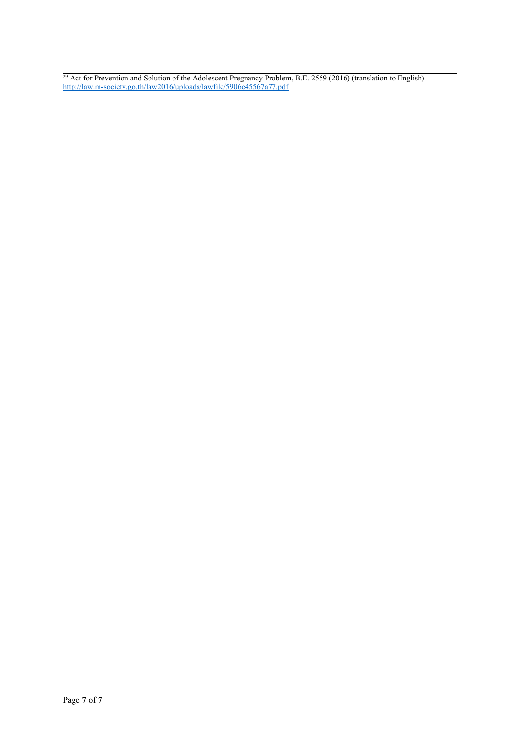[29] Act for Prevention and Solution of the Adolescent Pregnancy Problem, B.E. 2559 (2016) (translation to English) http://law.m-society.go.th/law2016/uploads/lawfile/5906c45567a77.pdf